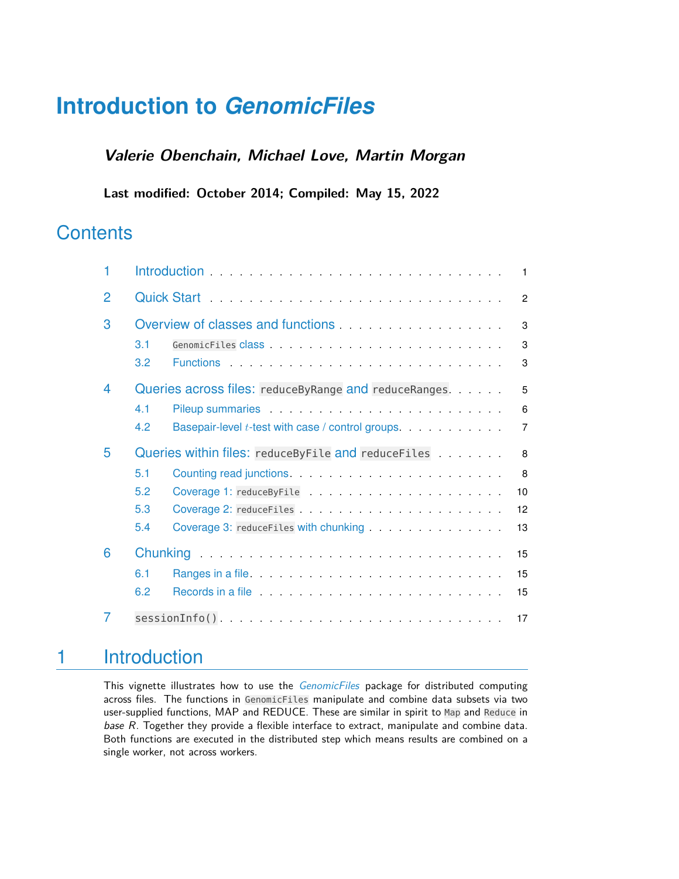# Introduction to *GenomicFiles*

***Valerie Obenchain, Michael Love, Martin Morgan***

**Last modified: October 2014; Compiled: May 15, 2022**

## Contents

1 Introduction . . . . . . . . . . . . . . . . . . . . . . . . . . . . . 1

2 Quick Start . . . . . . . . . . . . . . . . . . . . . . . . . . . . . 2

3 Overview of classes and functions . . . . . . . . . . . . . . . . . 3

- 3.1 `GenomicFiles` class . . . . . . . . . . . . . . . . . . . . . . . 3
- 3.2 Functions . . . . . . . . . . . . . . . . . . . . . . . . . . . . 3

4 Queries across files: `reduceByRange` and `reduceRanges` . . . . . . 5

- 4.1 Pileup summaries . . . . . . . . . . . . . . . . . . . . . . . . 6
- 4.2 Basepair-level $t$-test with case / control groups . . . . . . . . . . 7

5 Queries within files: `reduceByFile` and `reduceFiles` . . . . . . . 8

- 5.1 Counting read junctions . . . . . . . . . . . . . . . . . . . . . 8
- 5.2 Coverage 1: `reduceByFile` . . . . . . . . . . . . . . . . . . . 10
- 5.3 Coverage 2: `reduceFiles` . . . . . . . . . . . . . . . . . . . . 12
- 5.4 Coverage 3: `reduceFiles` with chunking . . . . . . . . . . . . . 13

6 Chunking . . . . . . . . . . . . . . . . . . . . . . . . . . . . . . 15

- 6.1 Ranges in a file . . . . . . . . . . . . . . . . . . . . . . . . . 15
- 6.2 Records in a file . . . . . . . . . . . . . . . . . . . . . . . . . 15

7 `sessionInfo()` . . . . . . . . . . . . . . . . . . . . . . . . . . . 17

## 1 Introduction

This vignette illustrates how to use the *GenomicFiles* package for distributed computing across files. The functions in `GenomicFiles` manipulate and combine data subsets via two user-supplied functions, MAP and REDUCE. These are similar in spirit to `Map` and `Reduce` in *base R*. Together they provide a flexible interface to extract, manipulate and combine data. Both functions are executed in the distributed step which means results are combined on a single worker, not across workers.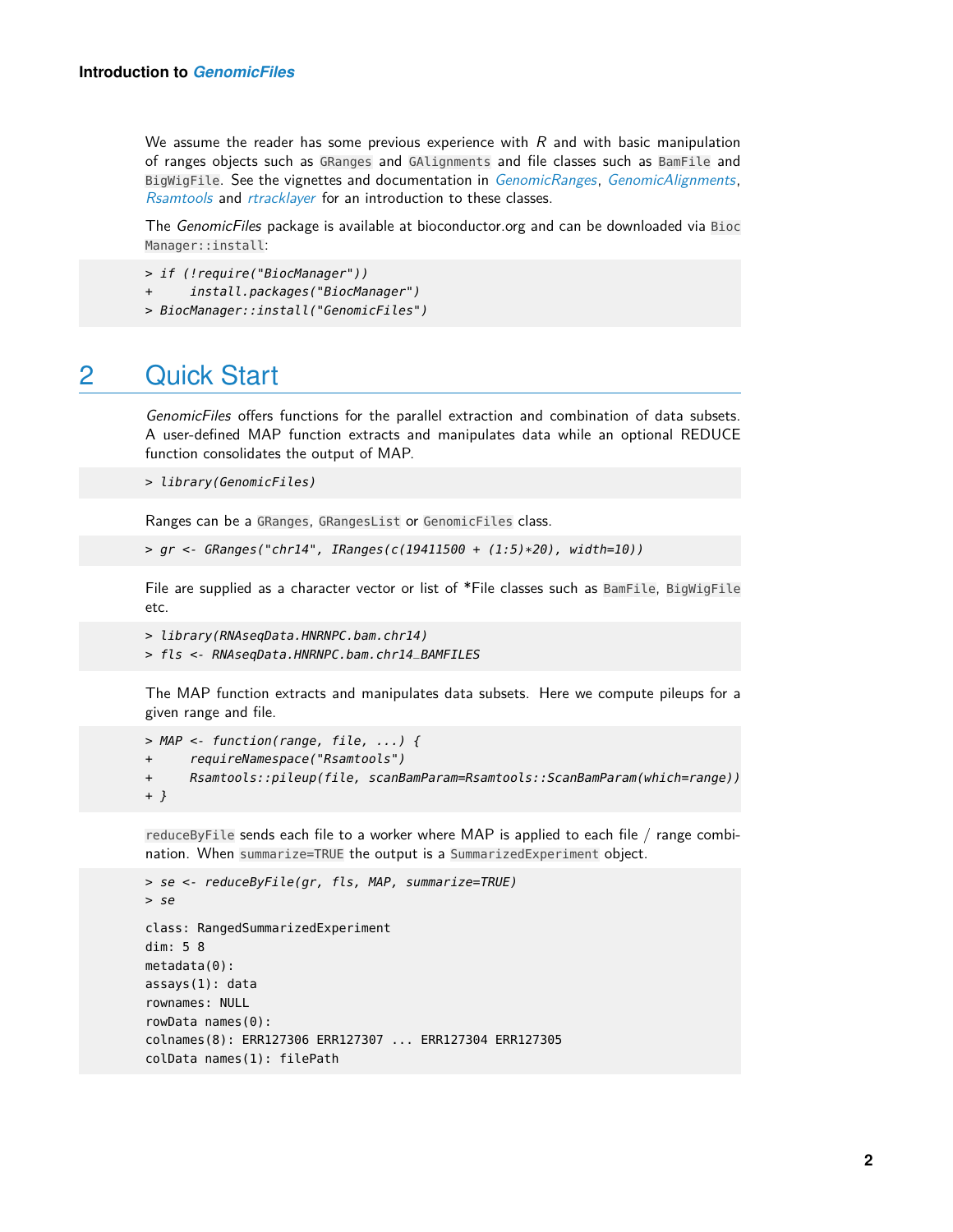We assume the reader has some previous experience with *R* and with basic manipulation of ranges objects such as `GRanges` and `GAlignments` and file classes such as `BamFile` and `BigWigFile`. See the vignettes and documentation in *GenomicRanges*, *GenomicAlignments*, *Rsamtools* and *rtracklayer* for an introduction to these classes.

The *GenomicFiles* package is available at bioconductor.org and can be downloaded via `BiocManager::install`:

```
> if (!require("BiocManager"))
+     install.packages("BiocManager")
> BiocManager::install("GenomicFiles")
```

# 2 Quick Start

*GenomicFiles* offers functions for the parallel extraction and combination of data subsets. A user-defined MAP function extracts and manipulates data while an optional REDUCE function consolidates the output of MAP.

```
> library(GenomicFiles)
```

Ranges can be a `GRanges`, `GRangesList` or `GenomicFiles` class.

```
> gr <- GRanges("chr14", IRanges(c(19411500 + (1:5)*20), width=10))
```

File are supplied as a character vector or list of *File classes such as `BamFile`, `BigWigFile` etc.

```
> library(RNAseqData.HNRNPC.bam.chr14)
> fls <- RNAseqData.HNRNPC.bam.chr14_BAMFILES
```

The MAP function extracts and manipulates data subsets. Here we compute pileups for a given range and file.

```
> MAP <- function(range, file, ...) {
+     requireNamespace("Rsamtools")
+     Rsamtools::pileup(file, scanBamParam=Rsamtools::ScanBamParam(which=range))
+ }
```

`reduceByFile` sends each file to a worker where MAP is applied to each file / range combination. When `summarize=TRUE` the output is a `SummarizedExperiment` object.

```
> se <- reduceByFile(gr, fls, MAP, summarize=TRUE)
> se

class: RangedSummarizedExperiment
dim: 5 8
metadata(0):
assays(1): data
rownames: NULL
rowData names(0):
colnames(8): ERR127306 ERR127307 ... ERR127304 ERR127305
colData names(1): filePath
```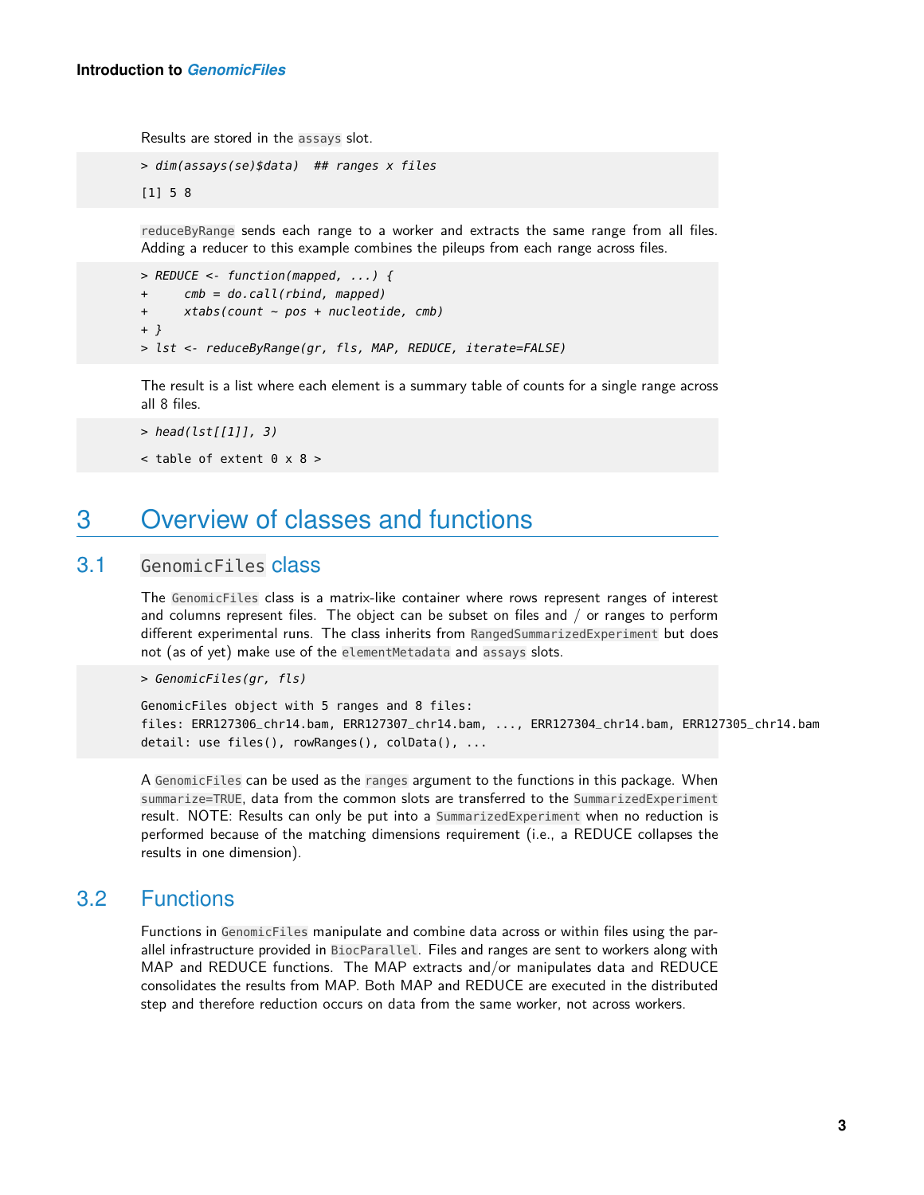Results are stored in the `assays` slot.

```
> dim(assays(se)$data)  ## ranges x files

[1] 5 8
```

`reduceByRange` sends each range to a worker and extracts the same range from all files. Adding a reducer to this example combines the pileups from each range across files.

```
> REDUCE <- function(mapped, ...) {
+     cmb = do.call(rbind, mapped)
+     xtabs(count ~ pos + nucleotide, cmb)
+ }
> lst <- reduceByRange(gr, fls, MAP, REDUCE, iterate=FALSE)
```

The result is a list where each element is a summary table of counts for a single range across all 8 files.

```
> head(lst[[1]], 3)

< table of extent 0 x 8 >
```

# 3 Overview of classes and functions

## 3.1 `GenomicFiles` class

The `GenomicFiles` class is a matrix-like container where rows represent ranges of interest and columns represent files. The object can be subset on files and / or ranges to perform different experimental runs. The class inherits from `RangedSummarizedExperiment` but does not (as of yet) make use of the `elementMetadata` and `assays` slots.

```
> GenomicFiles(gr, fls)

GenomicFiles object with 5 ranges and 8 files:
files: ERR127306_chr14.bam, ERR127307_chr14.bam, ..., ERR127304_chr14.bam, ERR127305_chr14.bam
detail: use files(), rowRanges(), colData(), ...
```

A `GenomicFiles` can be used as the `ranges` argument to the functions in this package. When `summarize=TRUE`, data from the common slots are transferred to the `SummarizedExperiment` result. NOTE: Results can only be put into a `SummarizedExperiment` when no reduction is performed because of the matching dimensions requirement (i.e., a REDUCE collapses the results in one dimension).

## 3.2 Functions

Functions in `GenomicFiles` manipulate and combine data across or within files using the parallel infrastructure provided in `BiocParallel`. Files and ranges are sent to workers along with MAP and REDUCE functions. The MAP extracts and/or manipulates data and REDUCE consolidates the results from MAP. Both MAP and REDUCE are executed in the distributed step and therefore reduction occurs on data from the same worker, not across workers.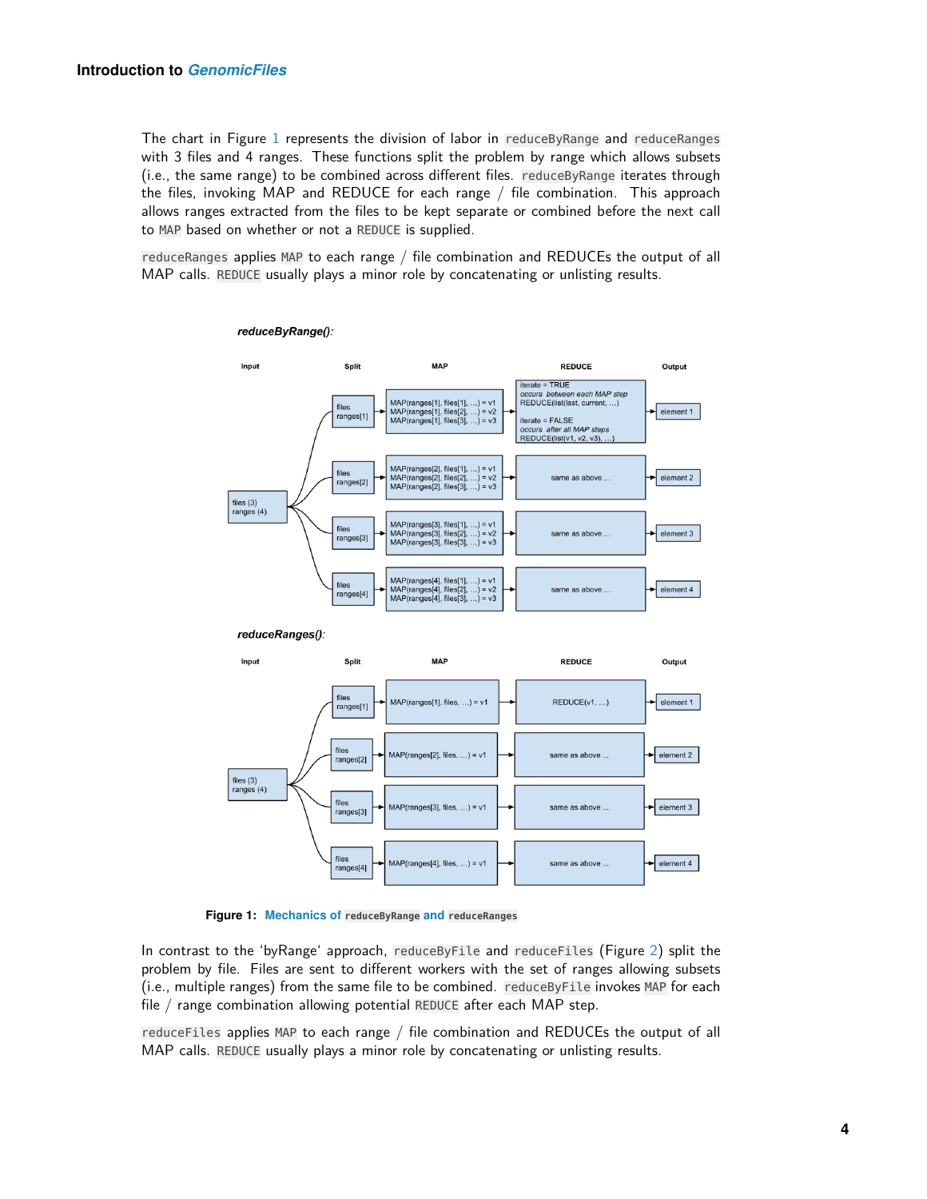The chart in Figure 1 represents the division of labor in `reduceByRange` and `reduceRanges` with 3 files and 4 ranges. These functions split the problem by range which allows subsets (i.e., the same range) to be combined across different files. `reduceByRange` iterates through the files, invoking MAP and REDUCE for each range / file combination. This approach allows ranges extracted from the files to be kept separate or combined before the next call to `MAP` based on whether or not a `REDUCE` is supplied.

`reduceRanges` applies `MAP` to each range / file combination and REDUCEs the output of all MAP calls. `REDUCE` usually plays a minor role by concatenating or unlisting results.

**Figure 1: Mechanics of `reduceByRange` and `reduceRanges`**

In contrast to the 'byRange' approach, `reduceByFile` and `reduceFiles` (Figure 2) split the problem by file. Files are sent to different workers with the set of ranges allowing subsets (i.e., multiple ranges) from the same file to be combined. `reduceByFile` invokes `MAP` for each file / range combination allowing potential `REDUCE` after each MAP step.

`reduceFiles` applies `MAP` to each range / file combination and REDUCEs the output of all MAP calls. `REDUCE` usually plays a minor role by concatenating or unlisting results.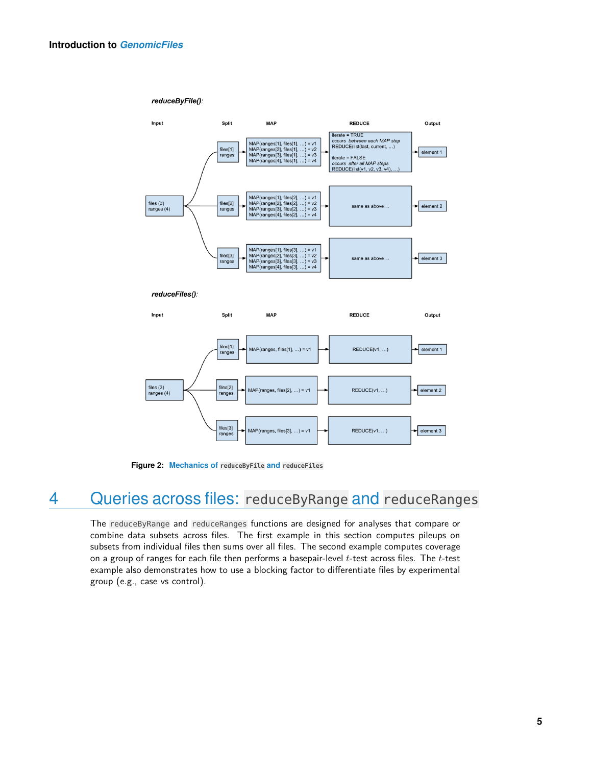Figure 2: Mechanics of `reduceByFile` and `reduceFiles`

# 4 Queries across files: `reduceByRange` and `reduceRanges`

The `reduceByRange` and `reduceRanges` functions are designed for analyses that compare or combine data subsets across files. The first example in this section computes pileups on subsets from individual files then sums over all files. The second example computes coverage on a group of ranges for each file then performs a basepair-level $t$-test across files. The $t$-test example also demonstrates how to use a blocking factor to differentiate files by experimental group (e.g., case vs control).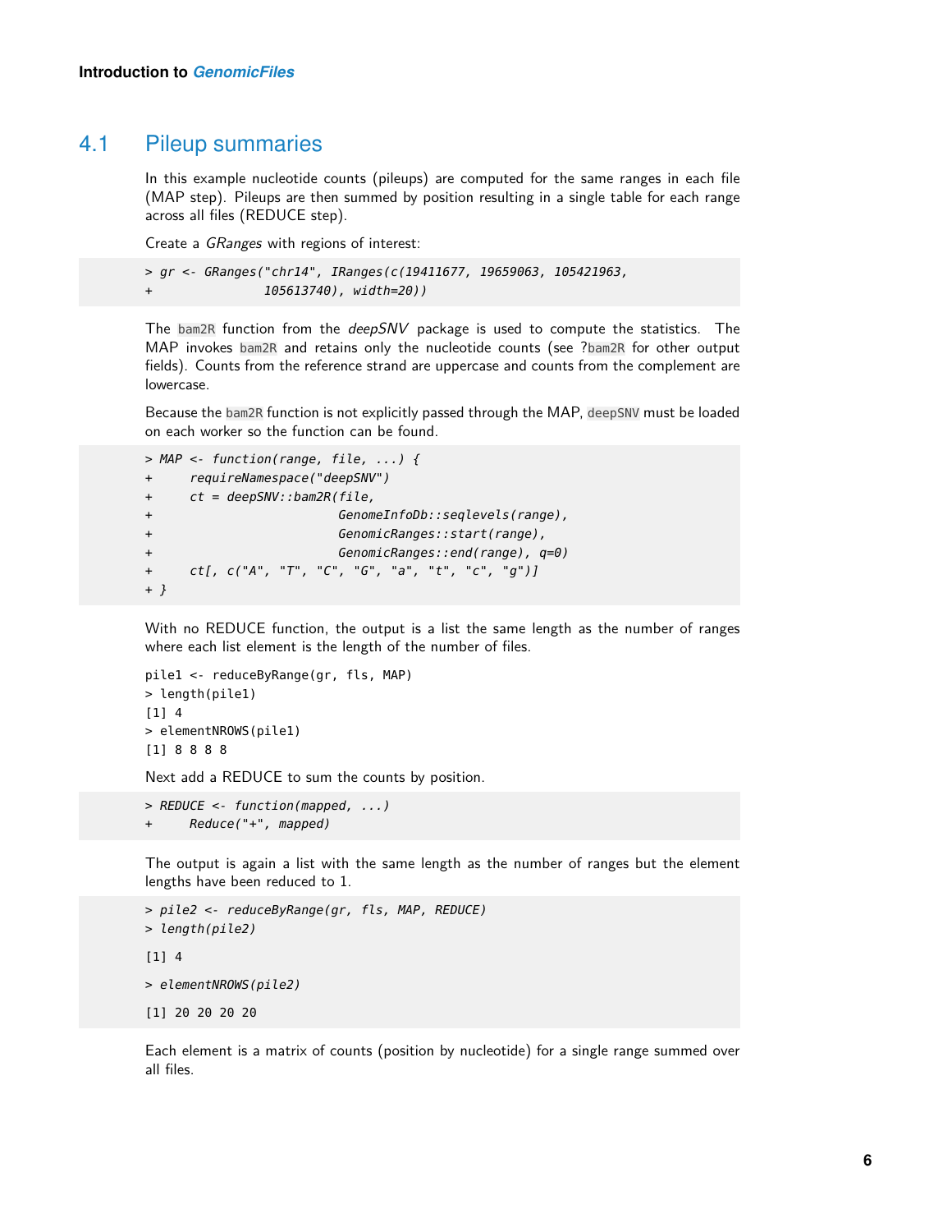## 4.1 Pileup summaries

In this example nucleotide counts (pileups) are computed for the same ranges in each file (MAP step). Pileups are then summed by position resulting in a single table for each range across all files (REDUCE step).

Create a *GRanges* with regions of interest:

```
> gr <- GRanges("chr14", IRanges(c(19411677, 19659063, 105421963,
+              105613740), width=20))
```

The `bam2R` function from the *deepSNV* package is used to compute the statistics. The MAP invokes `bam2R` and retains only the nucleotide counts (see ?`bam2R` for other output fields). Counts from the reference strand are uppercase and counts from the complement are lowercase.

Because the `bam2R` function is not explicitly passed through the MAP, `deepSNV` must be loaded on each worker so the function can be found.

```
> MAP <- function(range, file, ...) {
+     requireNamespace("deepSNV")
+     ct = deepSNV::bam2R(file,
+                         GenomeInfoDb::seqlevels(range),
+                         GenomicRanges::start(range),
+                         GenomicRanges::end(range), q=0)
+     ct[, c("A", "T", "C", "G", "a", "t", "c", "g")]
+ }
```

With no REDUCE function, the output is a list the same length as the number of ranges where each list element is the length of the number of files.

```
pile1 <- reduceByRange(gr, fls, MAP)
> length(pile1)
[1] 4
> elementNROWS(pile1)
[1] 8 8 8 8
```

Next add a REDUCE to sum the counts by position.

```
> REDUCE <- function(mapped, ...)
+     Reduce("+", mapped)
```

The output is again a list with the same length as the number of ranges but the element lengths have been reduced to 1.

```
> pile2 <- reduceByRange(gr, fls, MAP, REDUCE)
> length(pile2)

[1] 4

> elementNROWS(pile2)

[1] 20 20 20 20
```

Each element is a matrix of counts (position by nucleotide) for a single range summed over all files.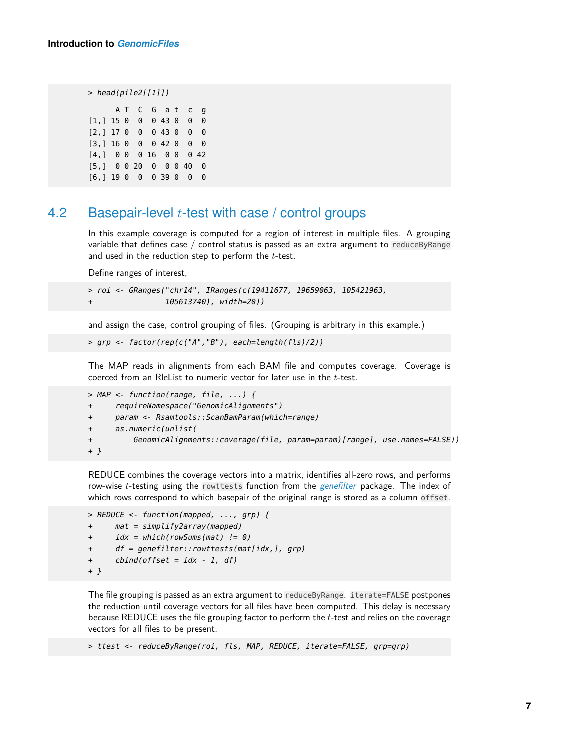```
> head(pile2[[1]])

      A T  C  G  a t  c  g
[1,] 15 0  0  0 43 0  0  0
[2,] 17 0  0  0 43 0  0  0
[3,] 16 0  0  0 42 0  0  0
[4,]  0 0  0 16  0 0  0 42
[5,]  0 0 20  0  0 0 40  0
[6,] 19 0  0  0 39 0  0  0
```

## 4.2 Basepair-level $t$-test with case / control groups

In this example coverage is computed for a region of interest in multiple files. A grouping variable that defines case / control status is passed as an extra argument to `reduceByRange` and used in the reduction step to perform the $t$-test.

Define ranges of interest,

```
> roi <- GRanges("chr14", IRanges(c(19411677, 19659063, 105421963,
+                105613740), width=20))
```

and assign the case, control grouping of files. (Grouping is arbitrary in this example.)

```
> grp <- factor(rep(c("A","B"), each=length(fls)/2))
```

The MAP reads in alignments from each BAM file and computes coverage. Coverage is coerced from an RleList to numeric vector for later use in the $t$-test.

```
> MAP <- function(range, file, ...) {
+     requireNamespace("GenomicAlignments")
+     param <- Rsamtools::ScanBamParam(which=range)
+     as.numeric(unlist(
+         GenomicAlignments::coverage(file, param=param)[range], use.names=FALSE))
+ }
```

REDUCE combines the coverage vectors into a matrix, identifies all-zero rows, and performs row-wise $t$-testing using the `rowttests` function from the *genefilter* package. The index of which rows correspond to which basepair of the original range is stored as a column `offset`.

```
> REDUCE <- function(mapped, ..., grp) {
+     mat = simplify2array(mapped)
+     idx = which(rowSums(mat) != 0)
+     df = genefilter::rowttests(mat[idx,], grp)
+     cbind(offset = idx - 1, df)
+ }
```

The file grouping is passed as an extra argument to `reduceByRange`. `iterate=FALSE` postpones the reduction until coverage vectors for all files have been computed. This delay is necessary because REDUCE uses the file grouping factor to perform the $t$-test and relies on the coverage vectors for all files to be present.

```
> ttest <- reduceByRange(roi, fls, MAP, REDUCE, iterate=FALSE, grp=grp)
```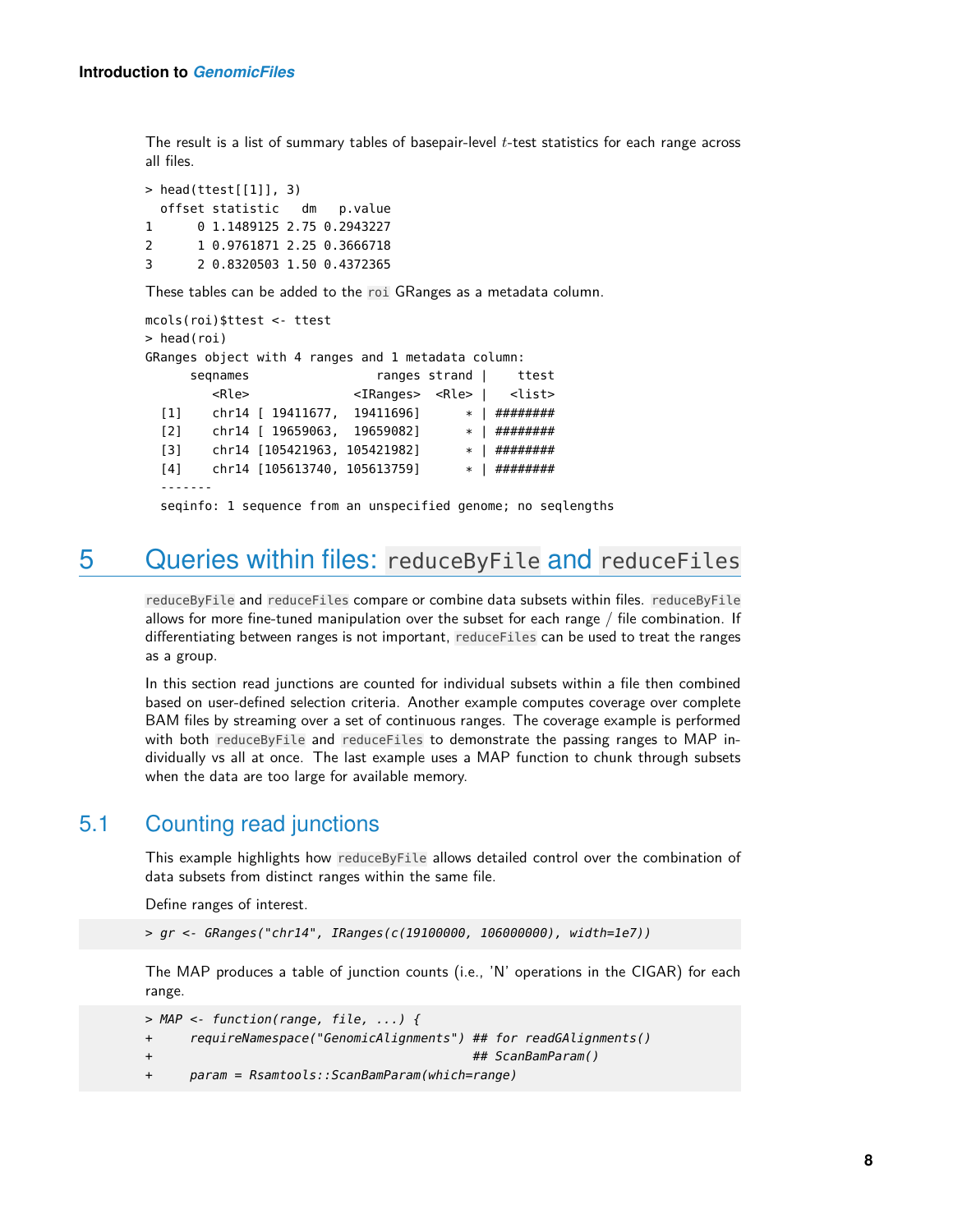The result is a list of summary tables of basepair-level $t$-test statistics for each range across all files.

```
> head(ttest[[1]], 3)
  offset statistic   dm   p.value
1      0 1.1489125 2.75 0.2943227
2      1 0.9761871 2.25 0.3666718
3      2 0.8320503 1.50 0.4372365
```

These tables can be added to the `roi` GRanges as a metadata column.

```
mcols(roi)$ttest <- ttest
> head(roi)
GRanges object with 4 ranges and 1 metadata column:
      seqnames                 ranges strand |    ttest
         <Rle>              <IRanges>  <Rle> |   <list>
  [1]    chr14 [ 19411677,  19411696]      * | ########
  [2]    chr14 [ 19659063,  19659082]      * | ########
  [3]    chr14 [105421963, 105421982]      * | ########
  [4]    chr14 [105613740, 105613759]      * | ########
  -------
  seqinfo: 1 sequence from an unspecified genome; no seqlengths
```

# 5 Queries within files: `reduceByFile` and `reduceFiles`

`reduceByFile` and `reduceFiles` compare or combine data subsets within files. `reduceByFile` allows for more fine-tuned manipulation over the subset for each range / file combination. If differentiating between ranges is not important, `reduceFiles` can be used to treat the ranges as a group.

In this section read junctions are counted for individual subsets within a file then combined based on user-defined selection criteria. Another example computes coverage over complete BAM files by streaming over a set of continuous ranges. The coverage example is performed with both `reduceByFile` and `reduceFiles` to demonstrate the passing ranges to MAP individually vs all at once. The last example uses a MAP function to chunk through subsets when the data are too large for available memory.

## 5.1 Counting read junctions

This example highlights how `reduceByFile` allows detailed control over the combination of data subsets from distinct ranges within the same file.

Define ranges of interest.

```
> gr <- GRanges("chr14", IRanges(c(19100000, 106000000), width=1e7))
```

The MAP produces a table of junction counts (i.e., 'N' operations in the CIGAR) for each range.

```
> MAP <- function(range, file, ...) {
+     requireNamespace("GenomicAlignments") ## for readGAlignments()
+                                           ## ScanBamParam()
+     param = Rsamtools::ScanBamParam(which=range)
```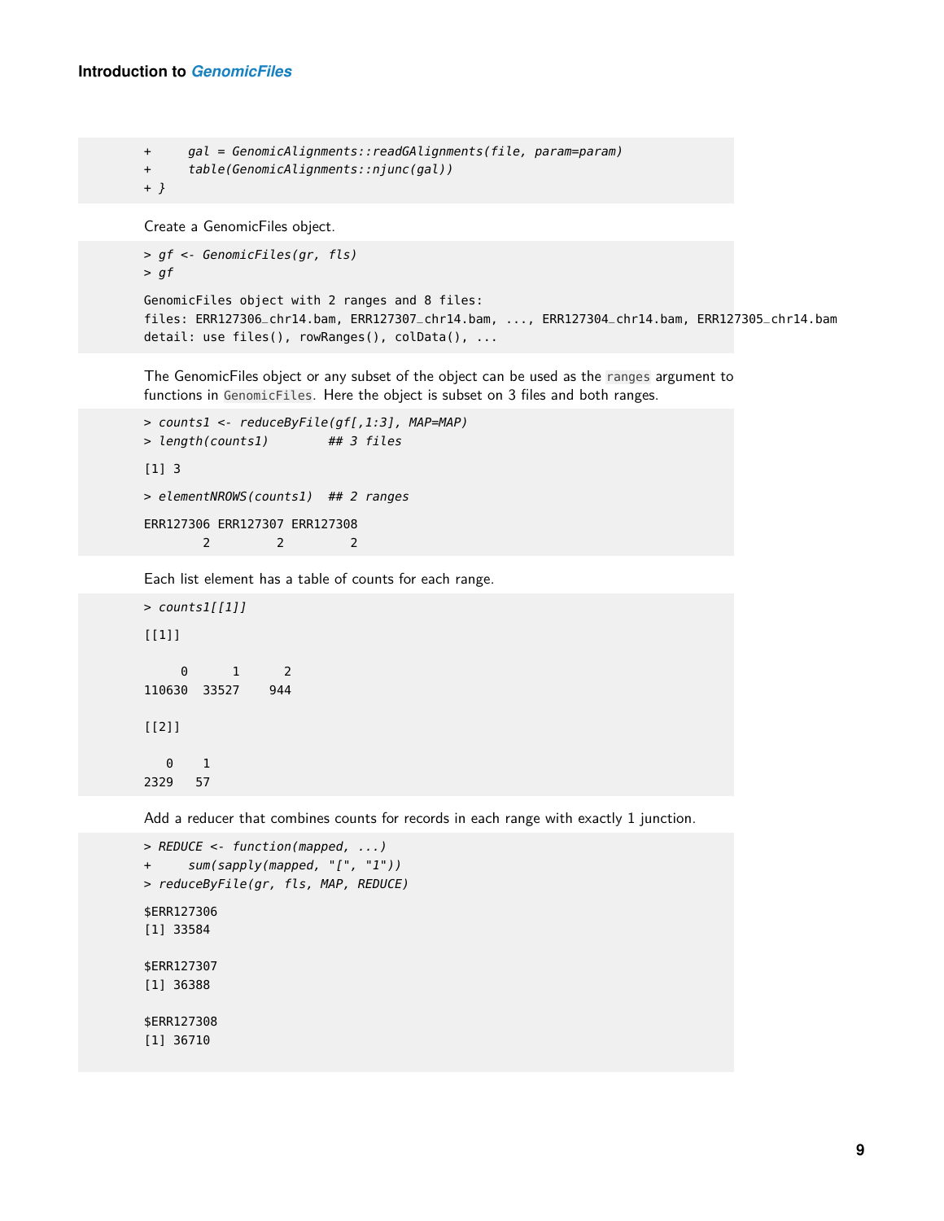```
+     gal = GenomicAlignments::readGAlignments(file, param=param)
+     table(GenomicAlignments::njunc(gal))
+ }
```

Create a GenomicFiles object.

```
> gf <- GenomicFiles(gr, fls)
> gf

GenomicFiles object with 2 ranges and 8 files:
files: ERR127306_chr14.bam, ERR127307_chr14.bam, ..., ERR127304_chr14.bam, ERR127305_chr14.bam
detail: use files(), rowRanges(), colData(), ...
```

The GenomicFiles object or any subset of the object can be used as the `ranges` argument to functions in `GenomicFiles`. Here the object is subset on 3 files and both ranges.

```
> counts1 <- reduceByFile(gf[,1:3], MAP=MAP)
> length(counts1)       ## 3 files

[1] 3

> elementNROWS(counts1)  ## 2 ranges

ERR127306 ERR127307 ERR127308
        2         2         2
```

Each list element has a table of counts for each range.

```
> counts1[[1]]

[[1]]

     0      1      2
110630  33527    944

[[2]]

   0    1
2329   57
```

Add a reducer that combines counts for records in each range with exactly 1 junction.

```
> REDUCE <- function(mapped, ...)
+     sum(sapply(mapped, "[", "1"))
> reduceByFile(gr, fls, MAP, REDUCE)

$ERR127306
[1] 33584

$ERR127307
[1] 36388

$ERR127308
[1] 36710
```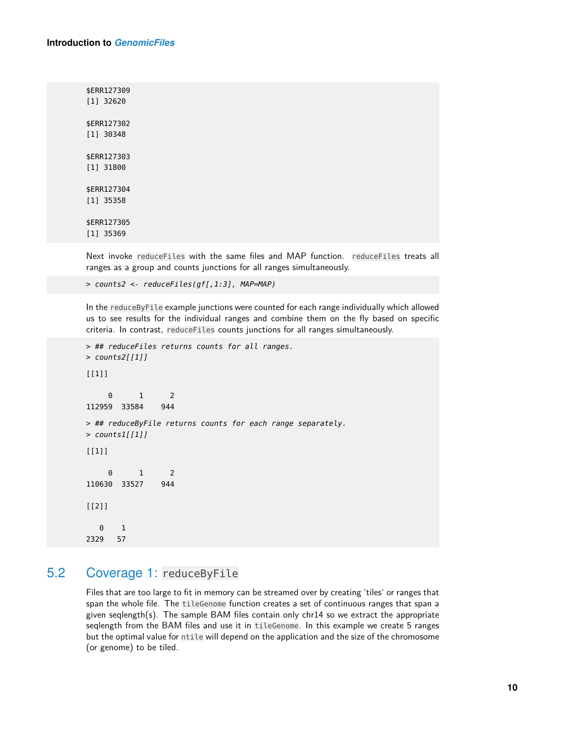```
$ERR127309
[1] 32620

$ERR127302
[1] 30348

$ERR127303
[1] 31800

$ERR127304
[1] 35358

$ERR127305
[1] 35369
```

Next invoke `reduceFiles` with the same files and MAP function. `reduceFiles` treats all ranges as a group and counts junctions for all ranges simultaneously.

```
> counts2 <- reduceFiles(gf[,1:3], MAP=MAP)
```

In the `reduceByFile` example junctions were counted for each range individually which allowed us to see results for the individual ranges and combine them on the fly based on specific criteria. In contrast, `reduceFiles` counts junctions for all ranges simultaneously.

```
> ## reduceFiles returns counts for all ranges.
> counts2[[1]]

[[1]]

     0      1      2
112959  33584    944

> ## reduceByFile returns counts for each range separately.
> counts1[[1]]

[[1]]

     0      1      2
110630  33527    944

[[2]]

   0    1
2329   57
```

## 5.2 Coverage 1: reduceByFile

Files that are too large to fit in memory can be streamed over by creating 'tiles' or ranges that span the whole file. The `tileGenome` function creates a set of continuous ranges that span a given seqlength(s). The sample BAM files contain only chr14 so we extract the appropriate seqlength from the BAM files and use it in `tileGenome`. In this example we create 5 ranges but the optimal value for `ntile` will depend on the application and the size of the chromosome (or genome) to be tiled.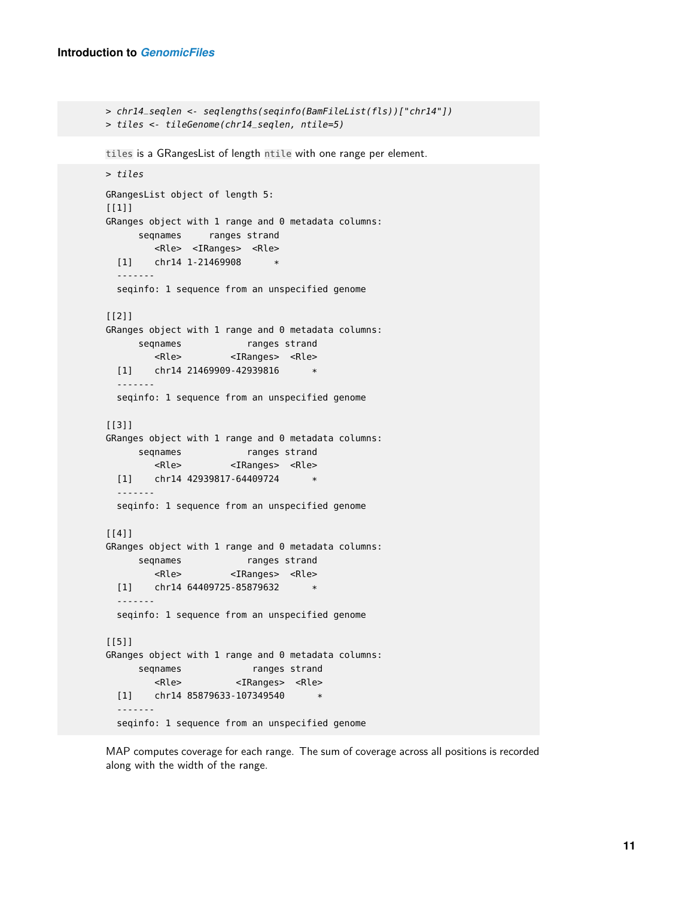```
> chr14_seqlen <- seqlengths(seqinfo(BamFileList(fls))["chr14"])
> tiles <- tileGenome(chr14_seqlen, ntile=5)
```

`tiles` is a GRangesList of length `ntile` with one range per element.

```
> tiles

GRangesList object of length 5:
[[1]]
GRanges object with 1 range and 0 metadata columns:
      seqnames     ranges strand
         <Rle>  <IRanges>  <Rle>
  [1]    chr14 1-21469908      *
  -------
  seqinfo: 1 sequence from an unspecified genome

[[2]]
GRanges object with 1 range and 0 metadata columns:
      seqnames            ranges strand
         <Rle>         <IRanges>  <Rle>
  [1]    chr14 21469909-42939816      *
  -------
  seqinfo: 1 sequence from an unspecified genome

[[3]]
GRanges object with 1 range and 0 metadata columns:
      seqnames            ranges strand
         <Rle>         <IRanges>  <Rle>
  [1]    chr14 42939817-64409724      *
  -------
  seqinfo: 1 sequence from an unspecified genome

[[4]]
GRanges object with 1 range and 0 metadata columns:
      seqnames            ranges strand
         <Rle>         <IRanges>  <Rle>
  [1]    chr14 64409725-85879632      *
  -------
  seqinfo: 1 sequence from an unspecified genome

[[5]]
GRanges object with 1 range and 0 metadata columns:
      seqnames             ranges strand
         <Rle>          <IRanges>  <Rle>
  [1]    chr14 85879633-107349540      *
  -------
  seqinfo: 1 sequence from an unspecified genome
```

MAP computes coverage for each range. The sum of coverage across all positions is recorded along with the width of the range.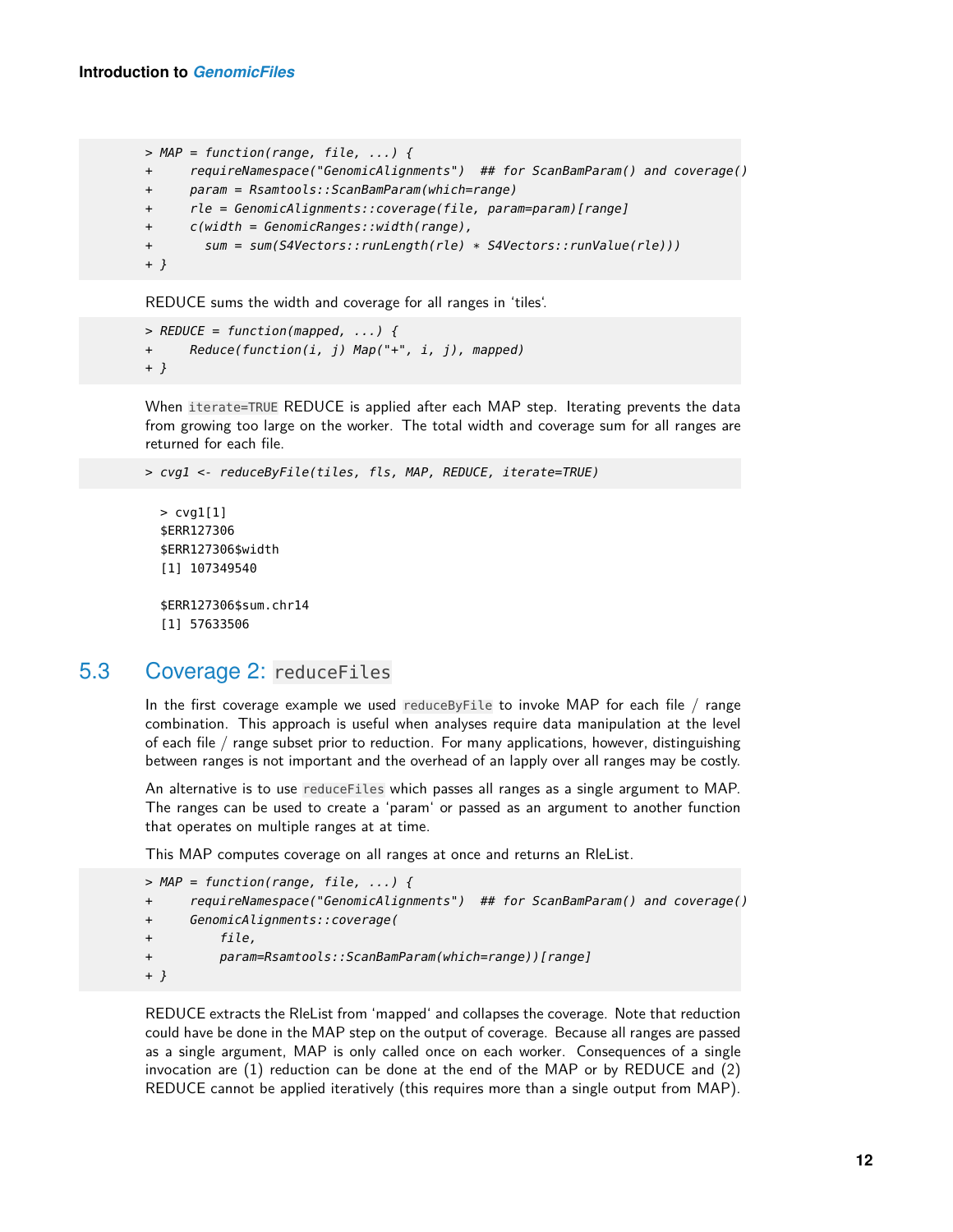```
> MAP = function(range, file, ...) {
+     requireNamespace("GenomicAlignments")  ## for ScanBamParam() and coverage()
+     param = Rsamtools::ScanBamParam(which=range)
+     rle = GenomicAlignments::coverage(file, param=param)[range]
+     c(width = GenomicRanges::width(range),
+       sum = sum(S4Vectors::runLength(rle) * S4Vectors::runValue(rle)))
+ }
```

REDUCE sums the width and coverage for all ranges in 'tiles'.

```
> REDUCE = function(mapped, ...) {
+     Reduce(function(i, j) Map("+", i, j), mapped)
+ }
```

When `iterate=TRUE` REDUCE is applied after each MAP step. Iterating prevents the data from growing too large on the worker. The total width and coverage sum for all ranges are returned for each file.

```
> cvg1 <- reduceByFile(tiles, fls, MAP, REDUCE, iterate=TRUE)
```

```
> cvg1[1]
$ERR127306
$ERR127306$width
[1] 107349540

$ERR127306$sum.chr14
[1] 57633506
```

## 5.3 Coverage 2: `reduceFiles`

In the first coverage example we used `reduceByFile` to invoke MAP for each file / range combination. This approach is useful when analyses require data manipulation at the level of each file / range subset prior to reduction. For many applications, however, distinguishing between ranges is not important and the overhead of an lapply over all ranges may be costly.

An alternative is to use `reduceFiles` which passes all ranges as a single argument to MAP. The ranges can be used to create a 'param' or passed as an argument to another function that operates on multiple ranges at at time.

This MAP computes coverage on all ranges at once and returns an RleList.

```
> MAP = function(range, file, ...) {
+     requireNamespace("GenomicAlignments")  ## for ScanBamParam() and coverage()
+     GenomicAlignments::coverage(
+         file,
+         param=Rsamtools::ScanBamParam(which=range))[range]
+ }
```

REDUCE extracts the RleList from 'mapped' and collapses the coverage. Note that reduction could have be done in the MAP step on the output of coverage. Because all ranges are passed as a single argument, MAP is only called once on each worker. Consequences of a single invocation are (1) reduction can be done at the end of the MAP or by REDUCE and (2) REDUCE cannot be applied iteratively (this requires more than a single output from MAP).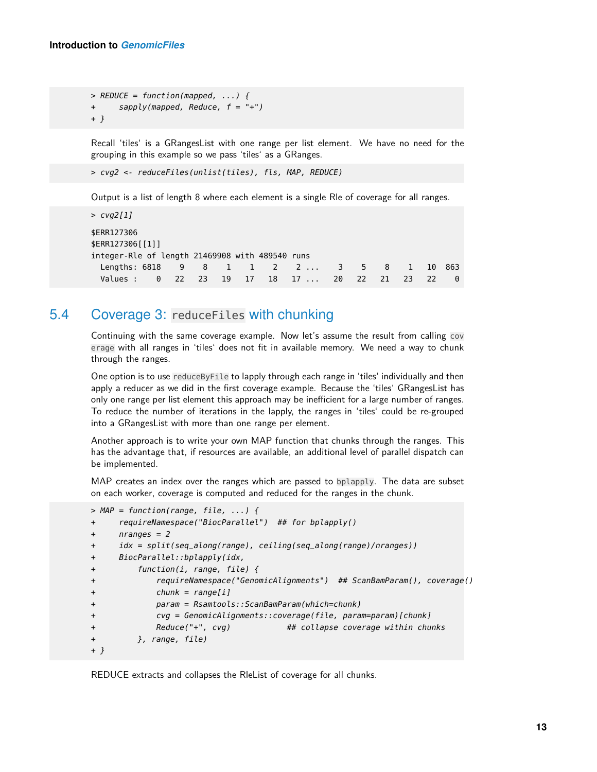```
> REDUCE = function(mapped, ...) {
+     sapply(mapped, Reduce, f = "+")
+ }
```

Recall ‘tiles‘ is a GRangesList with one range per list element. We have no need for the grouping in this example so we pass ‘tiles‘ as a GRanges.

```
> cvg2 <- reduceFiles(unlist(tiles), fls, MAP, REDUCE)
```

Output is a list of length 8 where each element is a single Rle of coverage for all ranges.

```
> cvg2[1]

$ERR127306
$ERR127306[[1]]
integer-Rle of length 21469908 with 489540 runs
  Lengths: 6818    9    8    1    1    2    2 ...    3    5    8    1   10  863
  Values :    0   22   23   19   17   18   17 ...   20   22   21   23   22    0
```

## 5.4 Coverage 3: `reduceFiles` with chunking

Continuing with the same coverage example. Now let’s assume the result from calling `coverage` with all ranges in ‘tiles‘ does not fit in available memory. We need a way to chunk through the ranges.

One option is to use `reduceByFile` to lapply through each range in ‘tiles‘ individually and then apply a reducer as we did in the first coverage example. Because the ‘tiles‘ GRangesList has only one range per list element this approach may be inefficient for a large number of ranges. To reduce the number of iterations in the lapply, the ranges in ‘tiles‘ could be re-grouped into a GRangesList with more than one range per element.

Another approach is to write your own MAP function that chunks through the ranges. This has the advantage that, if resources are available, an additional level of parallel dispatch can be implemented.

MAP creates an index over the ranges which are passed to `bplapply`. The data are subset on each worker, coverage is computed and reduced for the ranges in the chunk.

```
> MAP = function(range, file, ...) {
+     requireNamespace("BiocParallel")  ## for bplapply()
+     nranges = 2
+     idx = split(seq_along(range), ceiling(seq_along(range)/nranges))
+     BiocParallel::bplapply(idx,
+         function(i, range, file) {
+             requireNamespace("GenomicAlignments")  ## ScanBamParam(), coverage()
+             chunk = range[i]
+             param = Rsamtools::ScanBamParam(which=chunk)
+             cvg = GenomicAlignments::coverage(file, param=param)[chunk]
+             Reduce("+", cvg)           ## collapse coverage within chunks
+         }, range, file)
+ }
```

REDUCE extracts and collapses the RleList of coverage for all chunks.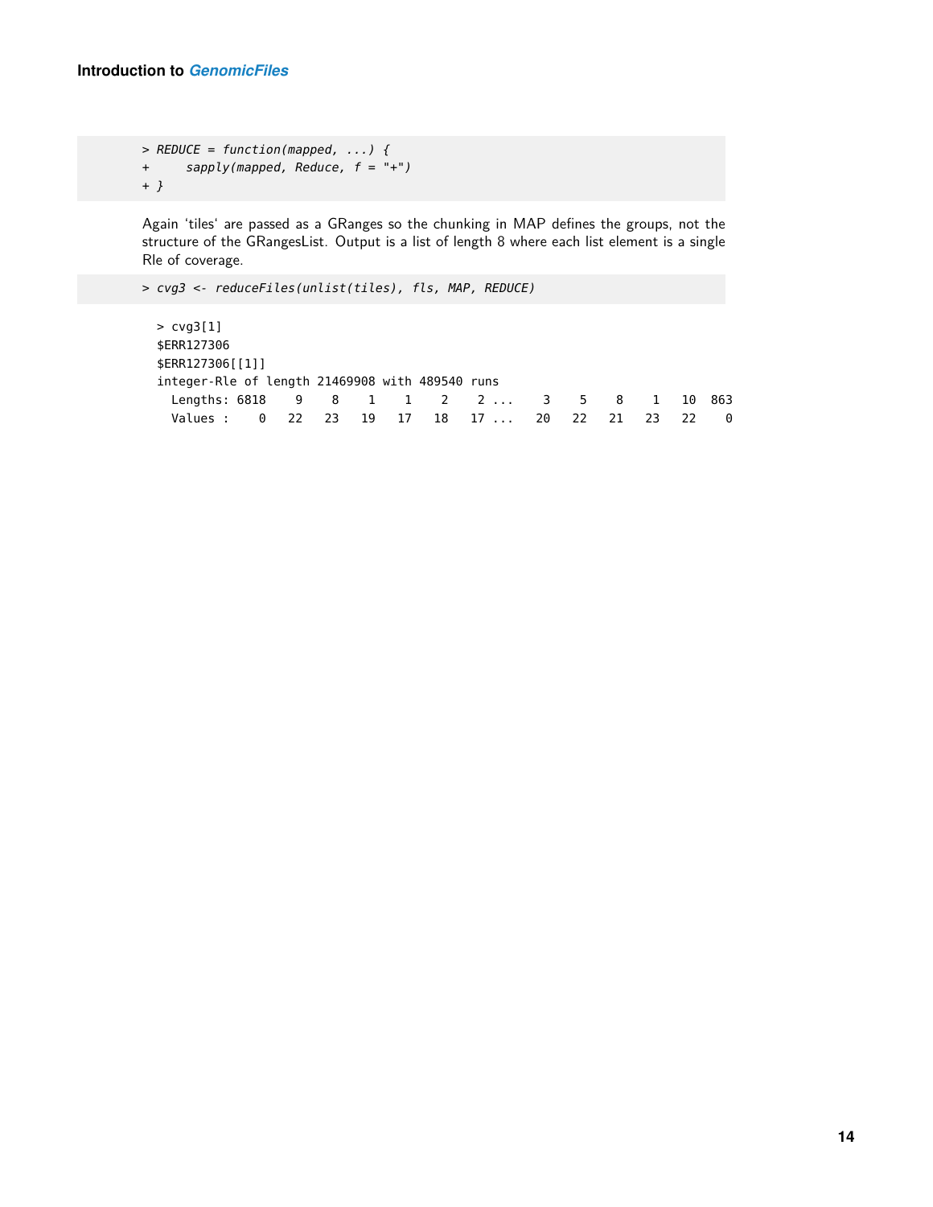```
> REDUCE = function(mapped, ...) {
+     sapply(mapped, Reduce, f = "+")
+ }
```

Again 'tiles' are passed as a GRanges so the chunking in MAP defines the groups, not the structure of the GRangesList. Output is a list of length 8 where each list element is a single Rle of coverage.

```
> cvg3 <- reduceFiles(unlist(tiles), fls, MAP, REDUCE)
```

```
> cvg3[1]
$ERR127306
$ERR127306[[1]]
integer-Rle of length 21469908 with 489540 runs
  Lengths: 6818    9    8    1    1    2    2 ...    3    5    8    1   10  863
  Values :    0   22   23   19   17   18   17 ...   20   22   21   23   22    0
```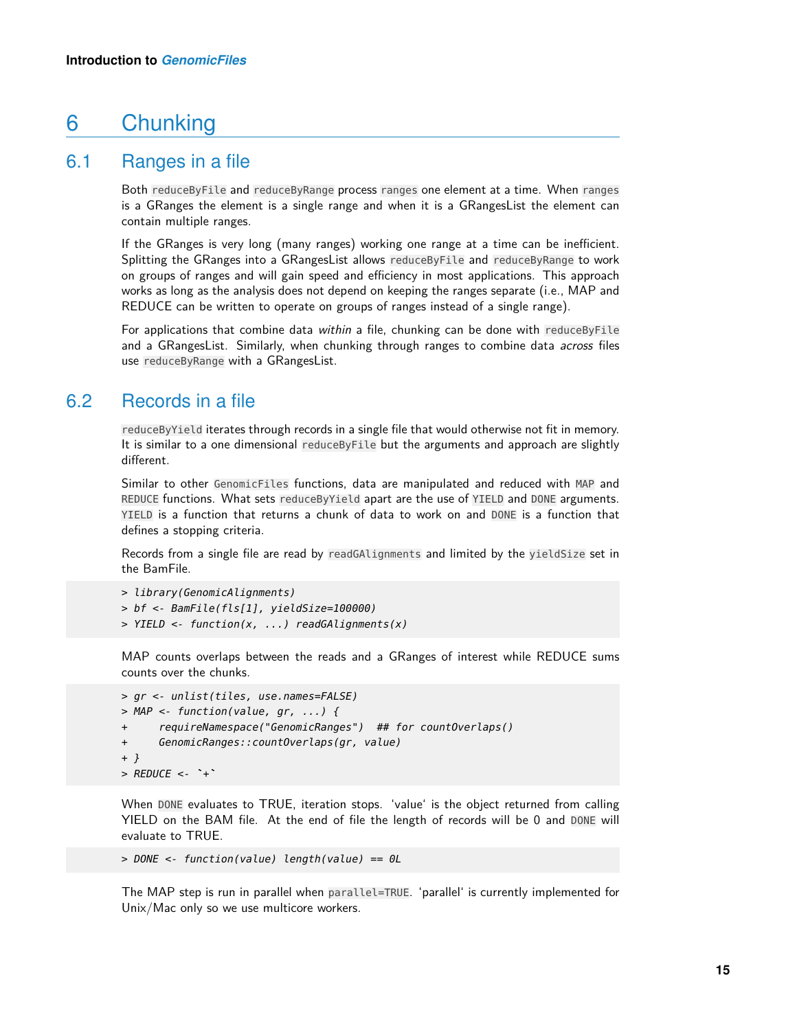# 6 Chunking

## 6.1 Ranges in a file

Both `reduceByFile` and `reduceByRange` process `ranges` one element at a time. When `ranges` is a GRanges the element is a single range and when it is a GRangesList the element can contain multiple ranges.

If the GRanges is very long (many ranges) working one range at a time can be inefficient. Splitting the GRanges into a GRangesList allows `reduceByFile` and `reduceByRange` to work on groups of ranges and will gain speed and efficiency in most applications. This approach works as long as the analysis does not depend on keeping the ranges separate (i.e., MAP and REDUCE can be written to operate on groups of ranges instead of a single range).

For applications that combine data *within* a file, chunking can be done with `reduceByFile` and a GRangesList. Similarly, when chunking through ranges to combine data *across* files use `reduceByRange` with a GRangesList.

## 6.2 Records in a file

`reduceByYield` iterates through records in a single file that would otherwise not fit in memory. It is similar to a one dimensional `reduceByFile` but the arguments and approach are slightly different.

Similar to other `GenomicFiles` functions, data are manipulated and reduced with `MAP` and `REDUCE` functions. What sets `reduceByYield` apart are the use of `YIELD` and `DONE` arguments. `YIELD` is a function that returns a chunk of data to work on and `DONE` is a function that defines a stopping criteria.

Records from a single file are read by `readGAlignments` and limited by the `yieldSize` set in the BamFile.

```
> library(GenomicAlignments)
> bf <- BamFile(fls[1], yieldSize=100000)
> YIELD <- function(x, ...) readGAlignments(x)
```

MAP counts overlaps between the reads and a GRanges of interest while REDUCE sums counts over the chunks.

```
> gr <- unlist(tiles, use.names=FALSE)
> MAP <- function(value, gr, ...) {
+     requireNamespace("GenomicRanges")  ## for countOverlaps()
+     GenomicRanges::countOverlaps(gr, value)
+ }
> REDUCE <- `+`
```

When `DONE` evaluates to TRUE, iteration stops. 'value' is the object returned from calling YIELD on the BAM file. At the end of file the length of records will be 0 and `DONE` will evaluate to TRUE.

```
> DONE <- function(value) length(value) == 0L
```

The MAP step is run in parallel when `parallel=TRUE`. 'parallel' is currently implemented for Unix/Mac only so we use multicore workers.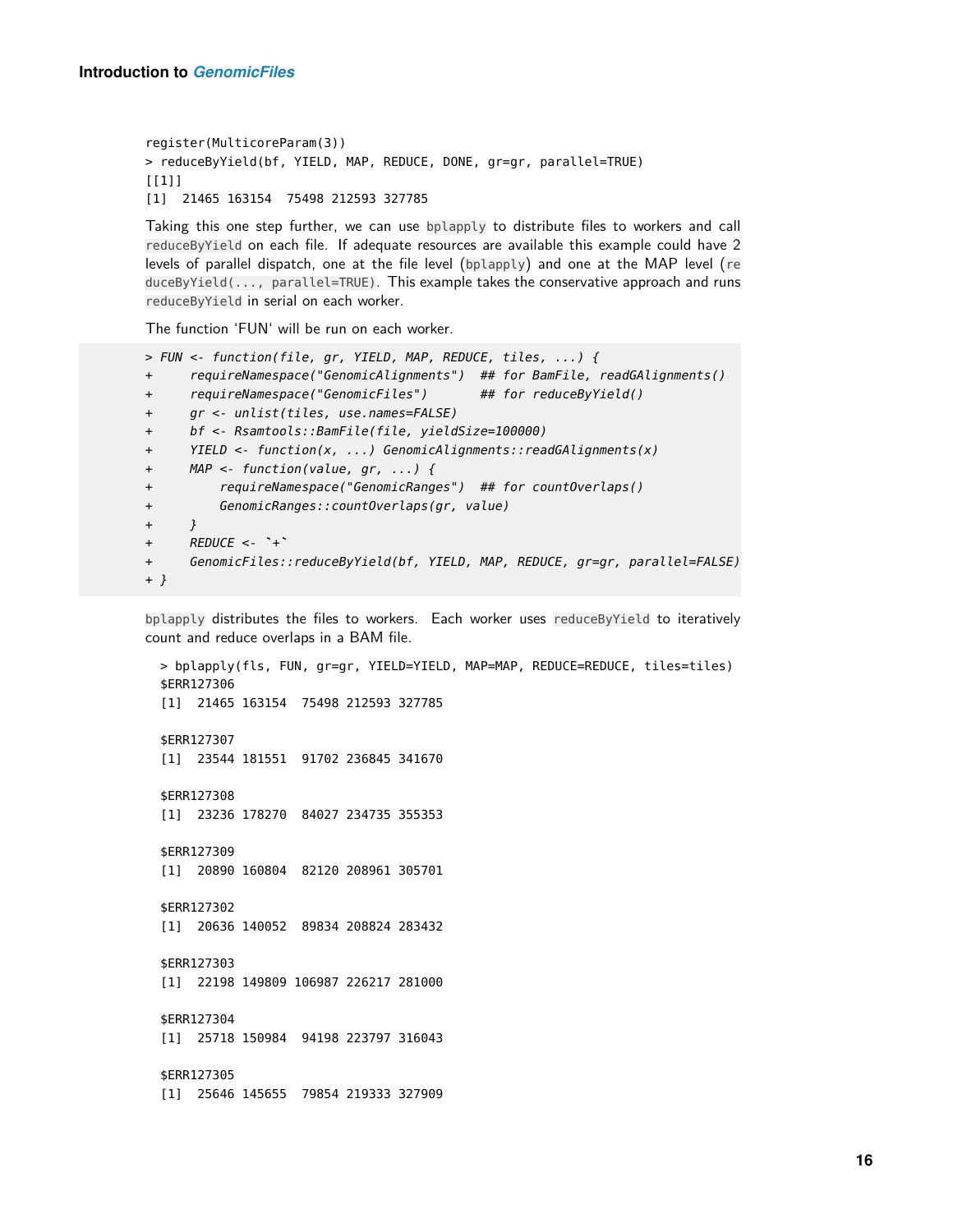```
register(MulticoreParam(3))
> reduceByYield(bf, YIELD, MAP, REDUCE, DONE, gr=gr, parallel=TRUE)
[[1]]
[1]  21465 163154  75498 212593 327785
```

Taking this one step further, we can use `bplapply` to distribute files to workers and call `reduceByYield` on each file. If adequate resources are available this example could have 2 levels of parallel dispatch, one at the file level (`bplapply`) and one at the MAP level (`reduceByYield(..., parallel=TRUE)`. This example takes the conservative approach and runs `reduceByYield` in serial on each worker.

The function 'FUN' will be run on each worker.

```
> FUN <- function(file, gr, YIELD, MAP, REDUCE, tiles, ...) {
+     requireNamespace("GenomicAlignments")  ## for BamFile, readGAlignments()
+     requireNamespace("GenomicFiles")       ## for reduceByYield()
+     gr <- unlist(tiles, use.names=FALSE)
+     bf <- Rsamtools::BamFile(file, yieldSize=100000)
+     YIELD <- function(x, ...) GenomicAlignments::readGAlignments(x)
+     MAP <- function(value, gr, ...) {
+         requireNamespace("GenomicRanges")  ## for countOverlaps()
+         GenomicRanges::countOverlaps(gr, value)
+     }
+     REDUCE <- `+`
+     GenomicFiles::reduceByYield(bf, YIELD, MAP, REDUCE, gr=gr, parallel=FALSE)
+ }
```

`bplapply` distributes the files to workers. Each worker uses `reduceByYield` to iteratively count and reduce overlaps in a BAM file.

```
> bplapply(fls, FUN, gr=gr, YIELD=YIELD, MAP=MAP, REDUCE=REDUCE, tiles=tiles)
$ERR127306
[1]  21465 163154  75498 212593 327785

$ERR127307
[1]  23544 181551  91702 236845 341670

$ERR127308
[1]  23236 178270  84027 234735 355353

$ERR127309
[1]  20890 160804  82120 208961 305701

$ERR127302
[1]  20636 140052  89834 208824 283432

$ERR127303
[1]  22198 149809 106987 226217 281000

$ERR127304
[1]  25718 150984  94198 223797 316043

$ERR127305
[1]  25646 145655  79854 219333 327909
```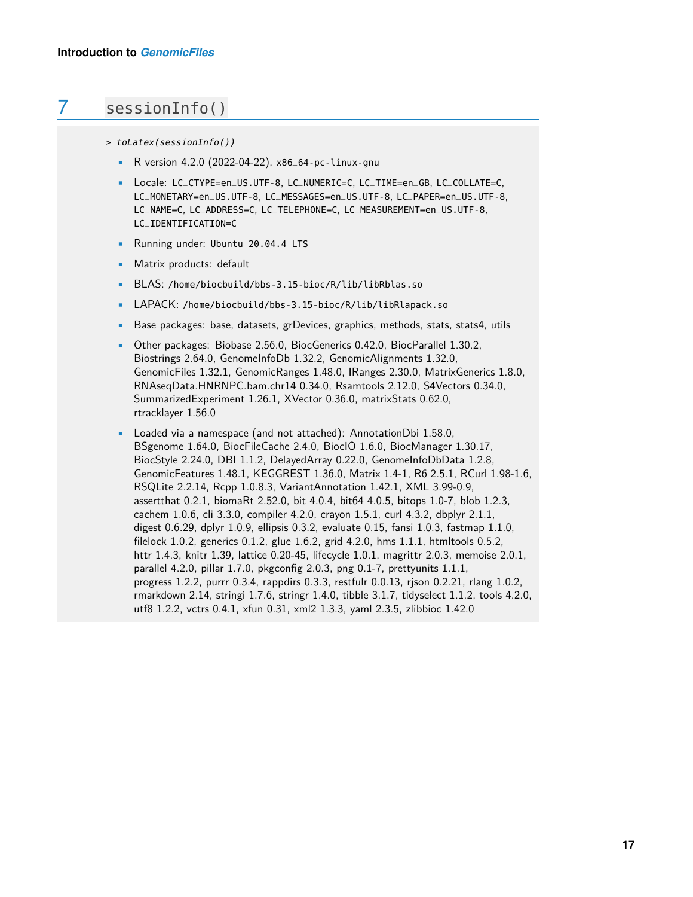# 7 sessionInfo()

```
> toLatex(sessionInfo())
```

- R version 4.2.0 (2022-04-22), x86_64-pc-linux-gnu
- Locale: LC_CTYPE=en_US.UTF-8, LC_NUMERIC=C, LC_TIME=en_GB, LC_COLLATE=C, LC_MONETARY=en_US.UTF-8, LC_MESSAGES=en_US.UTF-8, LC_PAPER=en_US.UTF-8, LC_NAME=C, LC_ADDRESS=C, LC_TELEPHONE=C, LC_MEASUREMENT=en_US.UTF-8, LC_IDENTIFICATION=C
- Running under: Ubuntu 20.04.4 LTS
- Matrix products: default
- BLAS: /home/biocbuild/bbs-3.15-bioc/R/lib/libRblas.so
- LAPACK: /home/biocbuild/bbs-3.15-bioc/R/lib/libRlapack.so
- Base packages: base, datasets, grDevices, graphics, methods, stats, stats4, utils
- Other packages: Biobase 2.56.0, BiocGenerics 0.42.0, BiocParallel 1.30.2, Biostrings 2.64.0, GenomeInfoDb 1.32.2, GenomicAlignments 1.32.0, GenomicFiles 1.32.1, GenomicRanges 1.48.0, IRanges 2.30.0, MatrixGenerics 1.8.0, RNAseqData.HNRNPC.bam.chr14 0.34.0, Rsamtools 2.12.0, S4Vectors 0.34.0, SummarizedExperiment 1.26.1, XVector 0.36.0, matrixStats 0.62.0, rtracklayer 1.56.0
- Loaded via a namespace (and not attached): AnnotationDbi 1.58.0, BSgenome 1.64.0, BiocFileCache 2.4.0, BiocIO 1.6.0, BiocManager 1.30.17, BiocStyle 2.24.0, DBI 1.1.2, DelayedArray 0.22.0, GenomeInfoDbData 1.2.8, GenomicFeatures 1.48.1, KEGGREST 1.36.0, Matrix 1.4-1, R6 2.5.1, RCurl 1.98-1.6, RSQLite 2.2.14, Rcpp 1.0.8.3, VariantAnnotation 1.42.1, XML 3.99-0.9, assertthat 0.2.1, biomaRt 2.52.0, bit 4.0.4, bit64 4.0.5, bitops 1.0-7, blob 1.2.3, cachem 1.0.6, cli 3.3.0, compiler 4.2.0, crayon 1.5.1, curl 4.3.2, dbplyr 2.1.1, digest 0.6.29, dplyr 1.0.9, ellipsis 0.3.2, evaluate 0.15, fansi 1.0.3, fastmap 1.1.0, filelock 1.0.2, generics 0.1.2, glue 1.6.2, grid 4.2.0, hms 1.1.1, htmltools 0.5.2, httr 1.4.3, knitr 1.39, lattice 0.20-45, lifecycle 1.0.1, magrittr 2.0.3, memoise 2.0.1, parallel 4.2.0, pillar 1.7.0, pkgconfig 2.0.3, png 0.1-7, prettyunits 1.1.1, progress 1.2.2, purrr 0.3.4, rappdirs 0.3.3, restfulr 0.0.13, rjson 0.2.21, rlang 1.0.2, rmarkdown 2.14, stringi 1.7.6, stringr 1.4.0, tibble 3.1.7, tidyselect 1.1.2, tools 4.2.0, utf8 1.2.2, vctrs 0.4.1, xfun 0.31, xml2 1.3.3, yaml 2.3.5, zlibbioc 1.42.0